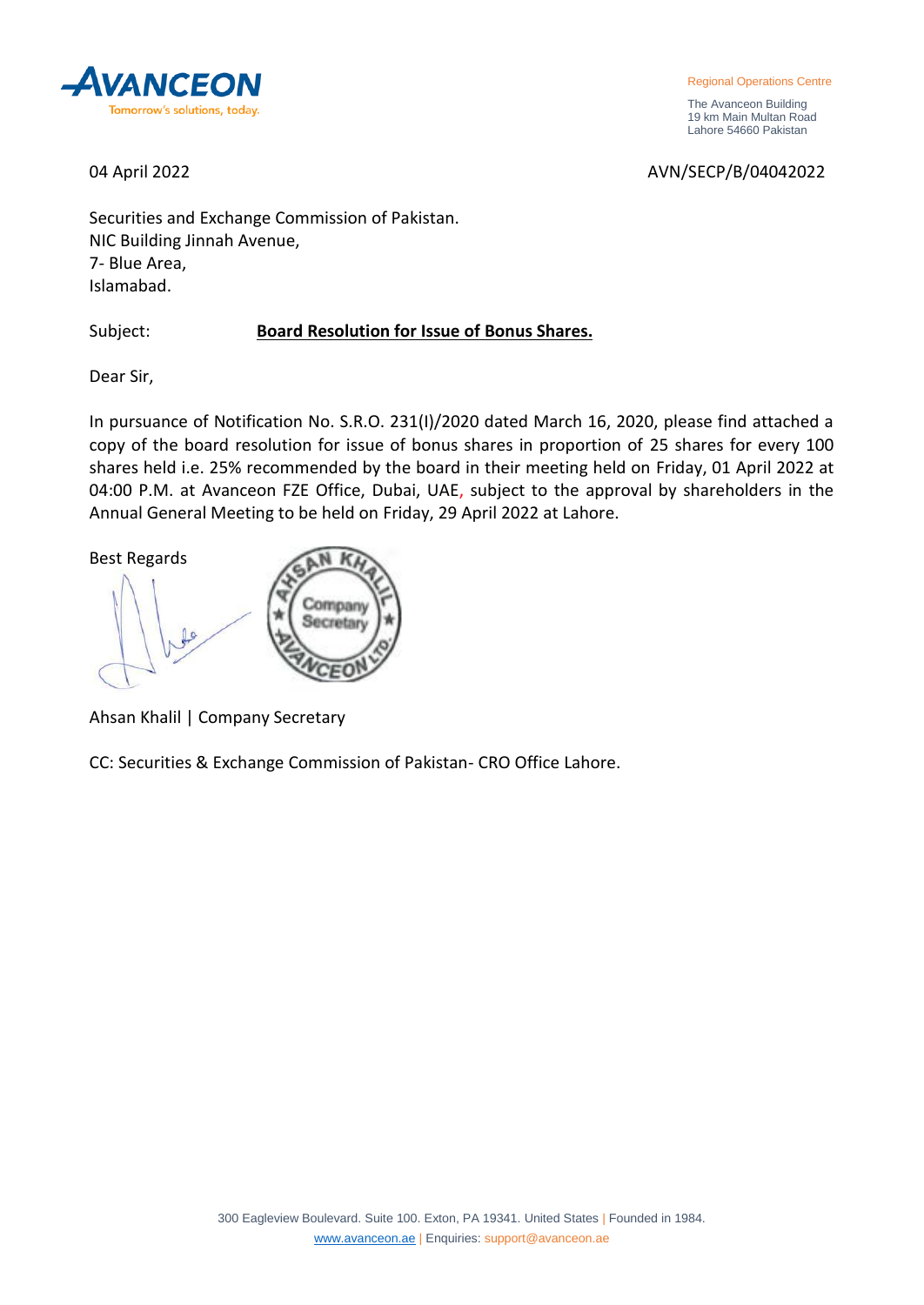**AVANCEON**
Tomorrow's solutions, today.

Regional Operations Centre

The Avanceon Building
19 km Main Multan Road
Lahore 54660 Pakistan

04 April 2022

AVN/SECP/B/04042022

Securities and Exchange Commission of Pakistan.
NIC Building Jinnah Avenue,
7- Blue Area,
Islamabad.

Subject: **Board Resolution for Issue of Bonus Shares.**

Dear Sir,

In pursuance of Notification No. S.R.O. 231(I)/2020 dated March 16, 2020, please find attached a copy of the board resolution for issue of bonus shares in proportion of 25 shares for every 100 shares held i.e. 25% recommended by the board in their meeting held on Friday, 01 April 2022 at 04:00 P.M. at Avanceon FZE Office, Dubai, UAE, subject to the approval by shareholders in the Annual General Meeting to be held on Friday, 29 April 2022 at Lahore.

Best Regards

Ahsan Khalil | Company Secretary

CC: Securities & Exchange Commission of Pakistan- CRO Office Lahore.

300 Eagleview Boulevard. Suite 100. Exton, PA 19341. United States | Founded in 1984.
www.avanceon.ae | Enquiries: support@avanceon.ae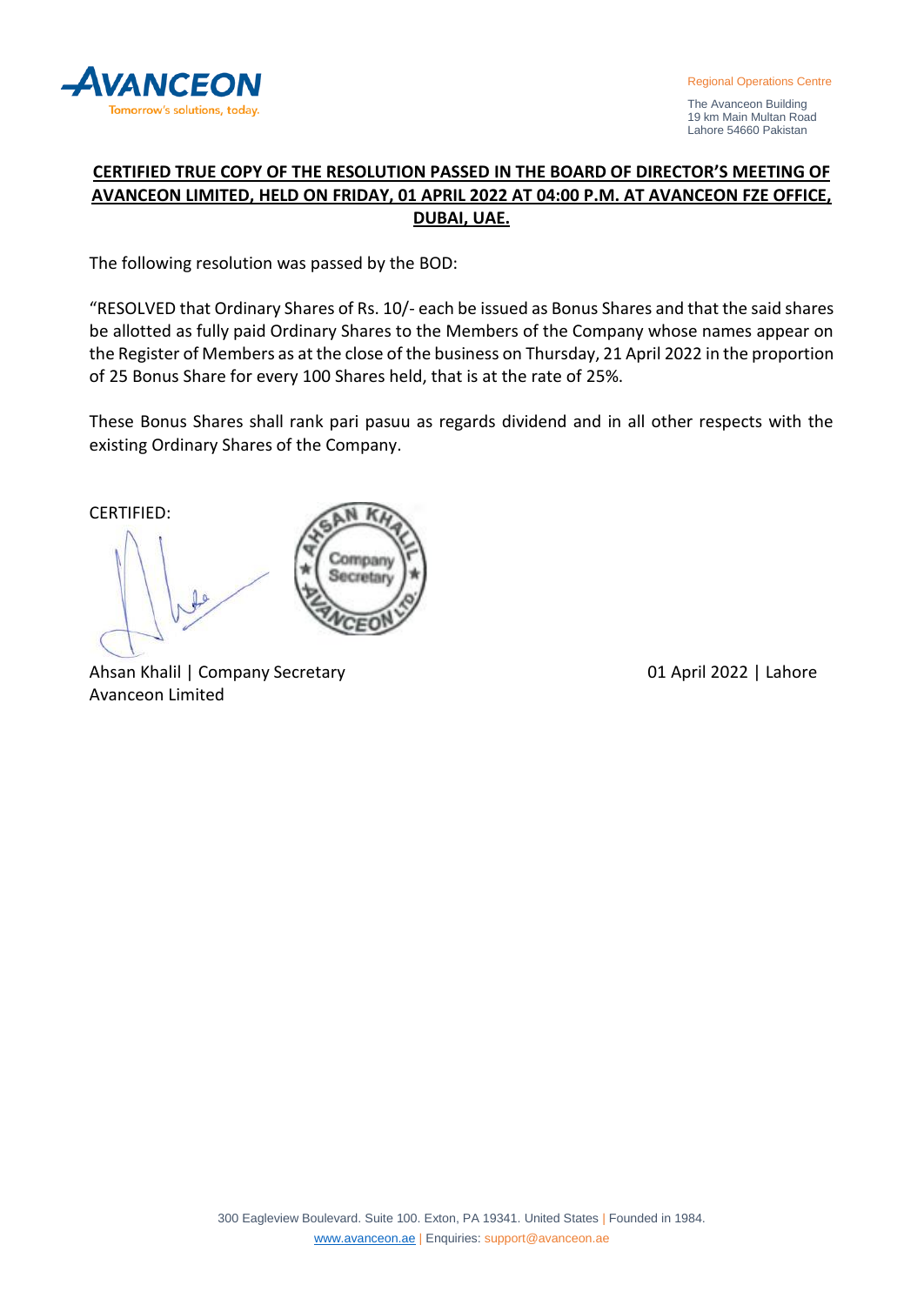AVANCEON
Tomorrow's solutions, today.

Regional Operations Centre

The Avanceon Building
19 km Main Multan Road
Lahore 54660 Pakistan

**CERTIFIED TRUE COPY OF THE RESOLUTION PASSED IN THE BOARD OF DIRECTOR'S MEETING OF AVANCEON LIMITED, HELD ON FRIDAY, 01 APRIL 2022 AT 04:00 P.M. AT AVANCEON FZE OFFICE, DUBAI, UAE.**

The following resolution was passed by the BOD:

"RESOLVED that Ordinary Shares of Rs. 10/- each be issued as Bonus Shares and that the said shares be allotted as fully paid Ordinary Shares to the Members of the Company whose names appear on the Register of Members as at the close of the business on Thursday, 21 April 2022 in the proportion of 25 Bonus Share for every 100 Shares held, that is at the rate of 25%.

These Bonus Shares shall rank pari pasuu as regards dividend and in all other respects with the existing Ordinary Shares of the Company.

CERTIFIED:

AHSAN KHALIL
Company Secretary
AVANCEON LTD.

Ahsan Khalil | Company Secretary
Avanceon Limited

01 April 2022 | Lahore

300 Eagleview Boulevard. Suite 100. Exton, PA 19341. United States | Founded in 1984.
www.avanceon.ae | Enquiries: support@avanceon.ae